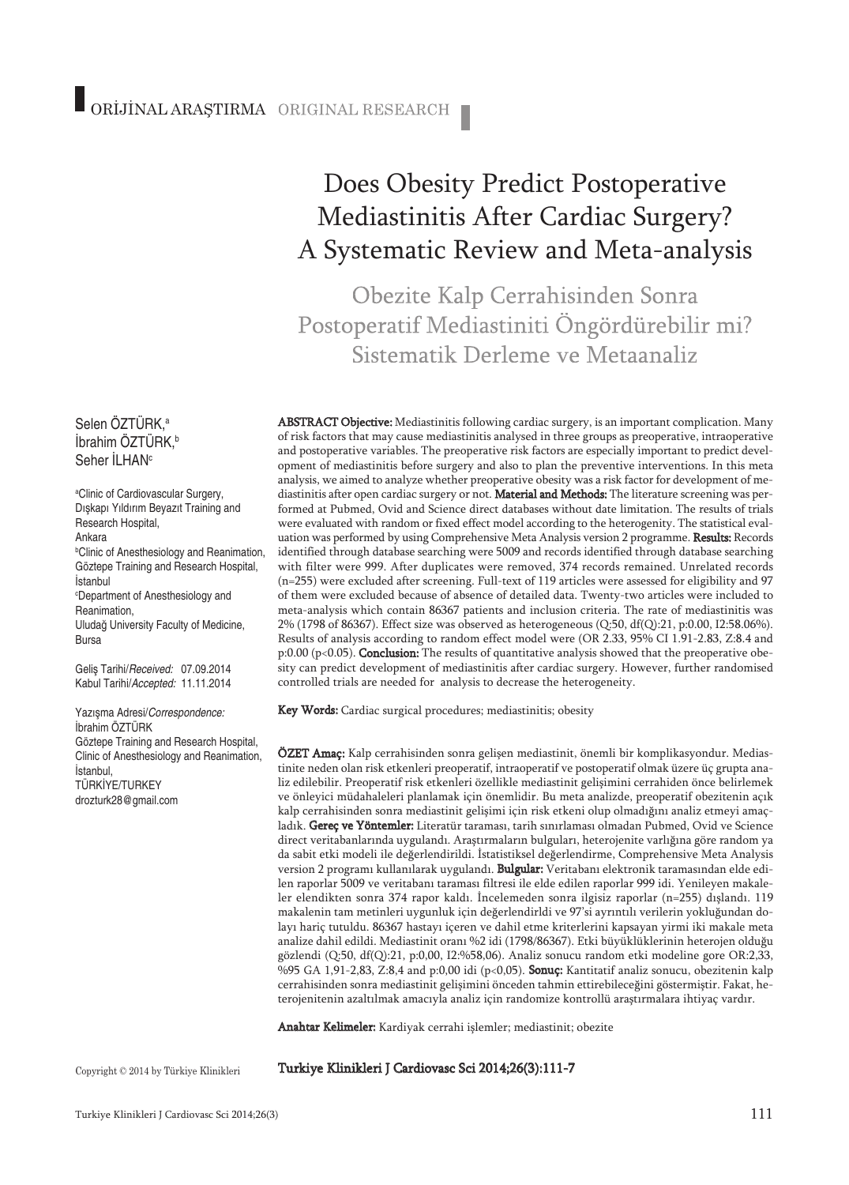ORİJİNAL ARAŞTIRMA ORIGINAL RESEARCH

# Does Obesity Predict Postoperative Mediastinitis After Cardiac Surgery? A Systematic Review and Meta-analysis

## Obezite Kalp Cerrahisinden Sonra Postoperatif Mediastiniti Öngördürebilir mi? Sistematik Derleme ve Metaanaliz

Selen ÖZTÜRK,[a]
İbrahim ÖZTÜRK,[b]
Seher İLHAN[c]

[a]Clinic of Cardiovascular Surgery, Dışkapı Yıldırım Beyazıt Training and Research Hospital, Ankara
[b]Clinic of Anesthesiology and Reanimation, Göztepe Training and Research Hospital, İstanbul
[c]Department of Anesthesiology and Reanimation, Uludağ University Faculty of Medicine, Bursa

Geliş Tarihi/*Received:* 07.09.2014
Kabul Tarihi/*Accepted:* 11.11.2014

Yazışma Adresi/*Correspondence:*
İbrahim ÖZTÜRK
Göztepe Training and Research Hospital, Clinic of Anesthesiology and Reanimation, İstanbul,
TÜRKİYE/TURKEY
drozturk28@gmail.com

**ABSTRACT Objective:** Mediastinitis following cardiac surgery, is an important complication. Many of risk factors that may cause mediastinitis analysed in three groups as preoperative, intraoperative and postoperative variables. The preoperative risk factors are especially important to predict development of mediastinitis before surgery and also to plan the preventive interventions. In this meta analysis, we aimed to analyze whether preoperative obesity was a risk factor for development of mediastinitis after open cardiac surgery or not. **Material and Methods:** The literature screening was performed at Pubmed, Ovid and Science direct databases without date limitation. The results of trials were evaluated with random or fixed effect model according to the heterogenity. The statistical evaluation was performed by using Comprehensive Meta Analysis version 2 programme. **Results:** Records identified through database searching were 5009 and records identified through database searching with filter were 999. After duplicates were removed, 374 records remained. Unrelated records (n=255) were excluded after screening. Full-text of 119 articles were assessed for eligibility and 97 of them were excluded because of absence of detailed data. Twenty-two articles were included to meta-analysis which contain 86367 patients and inclusion criteria. The rate of mediastinitis was 2% (1798 of 86367). Effect size was observed as heterogeneous (Q:50, df(Q):21, p:0.00, I2:58.06%). Results of analysis according to random effect model were (OR 2.33, 95% CI 1.91-2.83, Z:8.4 and p:0.00 ($p<0.05$). **Conclusion:** The results of quantitative analysis showed that the preoperative obesity can predict development of mediastinitis after cardiac surgery. However, further randomised controlled trials are needed for analysis to decrease the heterogeneity.

**Key Words:** Cardiac surgical procedures; mediastinitis; obesity

**ÖZET Amaç:** Kalp cerrahisinden sonra gelişen mediastinit, önemli bir komplikasyondur. Mediastinite neden olan risk etkenleri preoperatif, intraoperatif ve postoperatif olmak üzere üç grupta analiz edilebilir. Preoperatif risk etkenleri özellikle mediastinit gelişimini cerrahiden önce belirlemek ve önleyici müdahaleleri planlamak için önemlidir. Bu meta analizde, preoperatif obezitenin açık kalp cerrahisinden sonra mediastinit gelişimi için risk etkeni olup olmadığını analiz etmeyi amaçladık. **Gereç ve Yöntemler:** Literatür taraması, tarih sınırlaması olmadan Pubmed, Ovid ve Science direct veritabanlarında uygulandı. Araştırmaların bulguları, heterojenite varlığına göre random ya da sabit etki modeli ile değerlendirildi. İstatistiksel değerlendirme, Comprehensive Meta Analysis version 2 programı kullanılarak uygulandı. **Bulgular:** Veritabanı elektronik taramasından elde edilen raporlar 5009 ve veritabanı taraması filtresi ile elde edilen raporlar 999 idi. Yenileyen makaleler elendikten sonra 374 rapor kaldı. İncelemeden sonra ilgisiz raporlar (n=255) dışlandı. 119 makalenin tam metinleri uygunluk için değerlendirildi ve 97'si ayrıntılı verilerin yokluğundan dolayı hariç tutuldu. 86367 hastayı içeren ve dahil etme kriterlerini kapsayan yirmi iki makale meta analize dahil edildi. Mediastinit oranı %2 idi (1798/86367). Etki büyüklüklerinin heterojen olduğu gözlendi (Q:50, df(Q):21, p:0,00, I2:%58,06). Analiz sonucu random etki modeline gore OR:2,33, %95 GA 1,91-2,83, Z:8,4 and p:0,00 idi ($p<0,05$). **Sonuç:** Kantitatif analiz sonucu, obezitenin kalp cerrahisinden sonra mediastinit gelişimini önceden tahmin ettirebileceğini göstermiştir. Fakat, heterojenitenin azaltılmak amacıyla analiz için randomize kontrollü araştırmalara ihtiyaç vardır.

**Anahtar Kelimeler:** Kardiyak cerrahi işlemler; mediastinit; obezite

Copyright © 2014 by Türkiye Klinikleri

**Turkiye Klinikleri J Cardiovasc Sci 2014;26(3):111-7**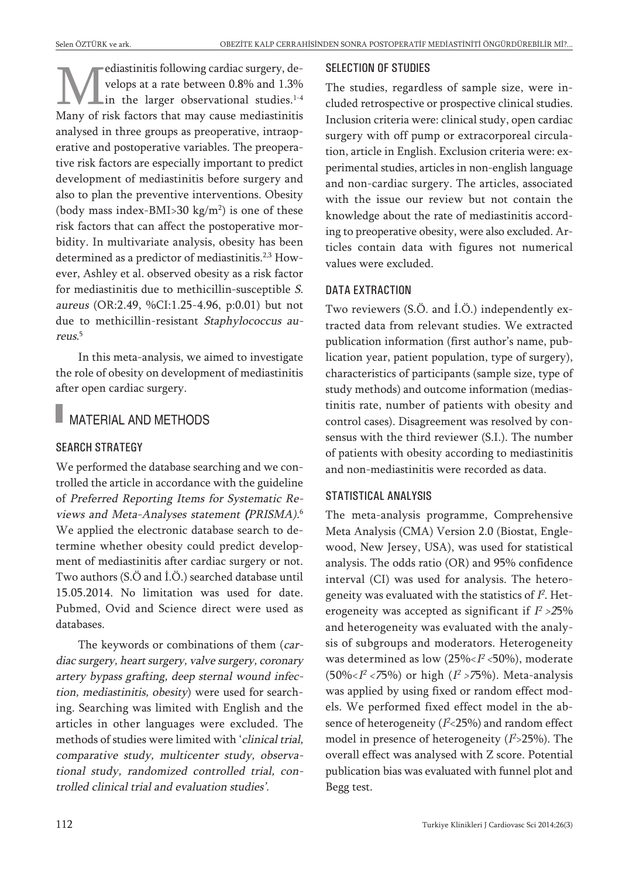Mediastinitis following cardiac surgery, develops at a rate between 0.8% and 1.3% in the larger observational studies.[1-4] Many of risk factors that may cause mediastinitis analysed in three groups as preoperative, intraoperative and postoperative variables. The preoperative risk factors are especially important to predict development of mediastinitis before surgery and also to plan the preventive interventions. Obesity (body mass index-BMI>30 kg/m$^2$) is one of these risk factors that can affect the postoperative morbidity. In multivariate analysis, obesity has been determined as a predictor of mediastinitis.[2,3] However, Ashley et al. observed obesity as a risk factor for mediastinitis due to methicillin-susceptible *S. aureus* (OR:2.49, %CI:1.25-4.96, p:0.01) but not due to methicillin-resistant *Staphylococcus aureus*.[5]

In this meta-analysis, we aimed to investigate the role of obesity on development of mediastinitis after open cardiac surgery.

## MATERIAL AND METHODS

### SEARCH STRATEGY

We performed the database searching and we controlled the article in accordance with the guideline of *Preferred Reporting Items for Systematic Reviews and Meta-Analyses statement (PRISMA)*.[6] We applied the electronic database search to determine whether obesity could predict development of mediastinitis after cardiac surgery or not. Two authors (S.Ö and İ.Ö.) searched database until 15.05.2014. No limitation was used for date. Pubmed, Ovid and Science direct were used as databases.

The keywords or combinations of them (*cardiac surgery, heart surgery, valve surgery, coronary artery bypass grafting, deep sternal wound infection, mediastinitis, obesity*) were used for searching. Searching was limited with English and the articles in other languages were excluded. The methods of studies were limited with '*clinical trial, comparative study, multicenter study, observational study, randomized controlled trial, controlled clinical trial and evaluation studies*'.

### SELECTION OF STUDIES

The studies, regardless of sample size, were included retrospective or prospective clinical studies. Inclusion criteria were: clinical study, open cardiac surgery with off pump or extracorporeal circulation, article in English. Exclusion criteria were: experimental studies, articles in non-english language and non-cardiac surgery. The articles, associated with the issue our review but not contain the knowledge about the rate of mediastinitis according to preoperative obesity, were also excluded. Articles contain data with figures not numerical values were excluded.

### DATA EXTRACTION

Two reviewers (S.Ö. and İ.Ö.) independently extracted data from relevant studies. We extracted publication information (first author's name, publication year, patient population, type of surgery), characteristics of participants (sample size, type of study methods) and outcome information (mediastinitis rate, number of patients with obesity and control cases). Disagreement was resolved by consensus with the third reviewer (S.I.). The number of patients with obesity according to mediastinitis and non-mediastinitis were recorded as data.

### STATISTICAL ANALYSIS

The meta-analysis programme, Comprehensive Meta Analysis (CMA) Version 2.0 (Biostat, Englewood, New Jersey, USA), was used for statistical analysis. The odds ratio (OR) and 95% confidence interval (CI) was used for analysis. The heterogeneity was evaluated with the statistics of $I^2$. Heterogeneity was accepted as significant if $I^2$ >25% and heterogeneity was evaluated with the analysis of subgroups and moderators. Heterogeneity was determined as low (25%<$I^2$<50%), moderate (50%<$I^2$<75%) or high ($I^2$>75%). Meta-analysis was applied by using fixed or random effect models. We performed fixed effect model in the absence of heterogeneity ($I^2$<25%) and random effect model in presence of heterogeneity ($I^2$>25%). The overall effect was analysed with Z score. Potential publication bias was evaluated with funnel plot and Begg test.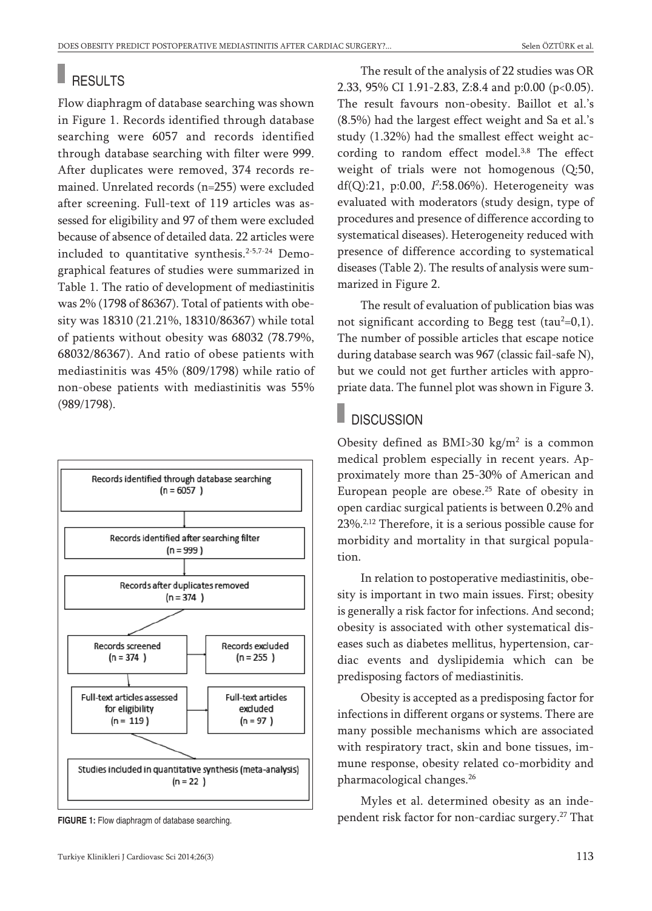## RESULTS

Flow diaphragm of database searching was shown in Figure 1. Records identified through database searching were 6057 and records identified through database searching with filter were 999. After duplicates were removed, 374 records remained. Unrelated records (n=255) were excluded after screening. Full-text of 119 articles was assessed for eligibility and 97 of them were excluded because of absence of detailed data. 22 articles were included to quantitative synthesis.[2-5,7-24] Demographical features of studies were summarized in Table 1. The ratio of development of mediastinitis was 2% (1798 of 86367). Total of patients with obesity was 18310 (21.21%, 18310/86367) while total of patients without obesity was 68032 (78.79%, 68032/86367). And ratio of obese patients with mediastinitis was 45% (809/1798) while ratio of non-obese patients with mediastinitis was 55% (989/1798).

- Records identified through database searching (n = 6057)
- Records identified after searching filter (n = 999)
- Records after duplicates removed (n = 374)
- Records screened (n = 374) → Records excluded (n = 255)
- Full-text articles assessed for eligibility (n = 119) → Full-text articles excluded (n = 97)
- Studies included in quantitative synthesis (meta-analysis) (n = 22)

**FIGURE 1:** Flow diaphragm of database searching.

The result of the analysis of 22 studies was OR 2.33, 95% CI 1.91-2.83, Z:8.4 and p:0.00 ($p<0.05$). The result favours non-obesity. Baillot et al.'s (8.5%) had the largest effect weight and Sa et al.'s study (1.32%) had the smallest effect weight according to random effect model.[3,8] The effect weight of trials were not homogenous (Q:50, df(Q):21, p:0.00, $I^2$:58.06%). Heterogeneity was evaluated with moderators (study design, type of procedures and presence of difference according to systematical diseases). Heterogeneity reduced with presence of difference according to systematical diseases (Table 2). The results of analysis were summarized in Figure 2.

The result of evaluation of publication bias was not significant according to Begg test ($tau^2$=0,1). The number of possible articles that escape notice during database search was 967 (classic fail-safe N), but we could not get further articles with appropriate data. The funnel plot was shown in Figure 3.

## DISCUSSION

Obesity defined as BMI>30 kg/m$^2$ is a common medical problem especially in recent years. Approximately more than 25-30% of American and European people are obese.[25] Rate of obesity in open cardiac surgical patients is between 0.2% and 23%.[2,12] Therefore, it is a serious possible cause for morbidity and mortality in that surgical population.

In relation to postoperative mediastinitis, obesity is important in two main issues. First; obesity is generally a risk factor for infections. And second; obesity is associated with other systematical diseases such as diabetes mellitus, hypertension, cardiac events and dyslipidemia which can be predisposing factors of mediastinitis.

Obesity is accepted as a predisposing factor for infections in different organs or systems. There are many possible mechanisms which are associated with respiratory tract, skin and bone tissues, immune response, obesity related co-morbidity and pharmacological changes.[26]

Myles et al. determined obesity as an independent risk factor for non-cardiac surgery.[27] That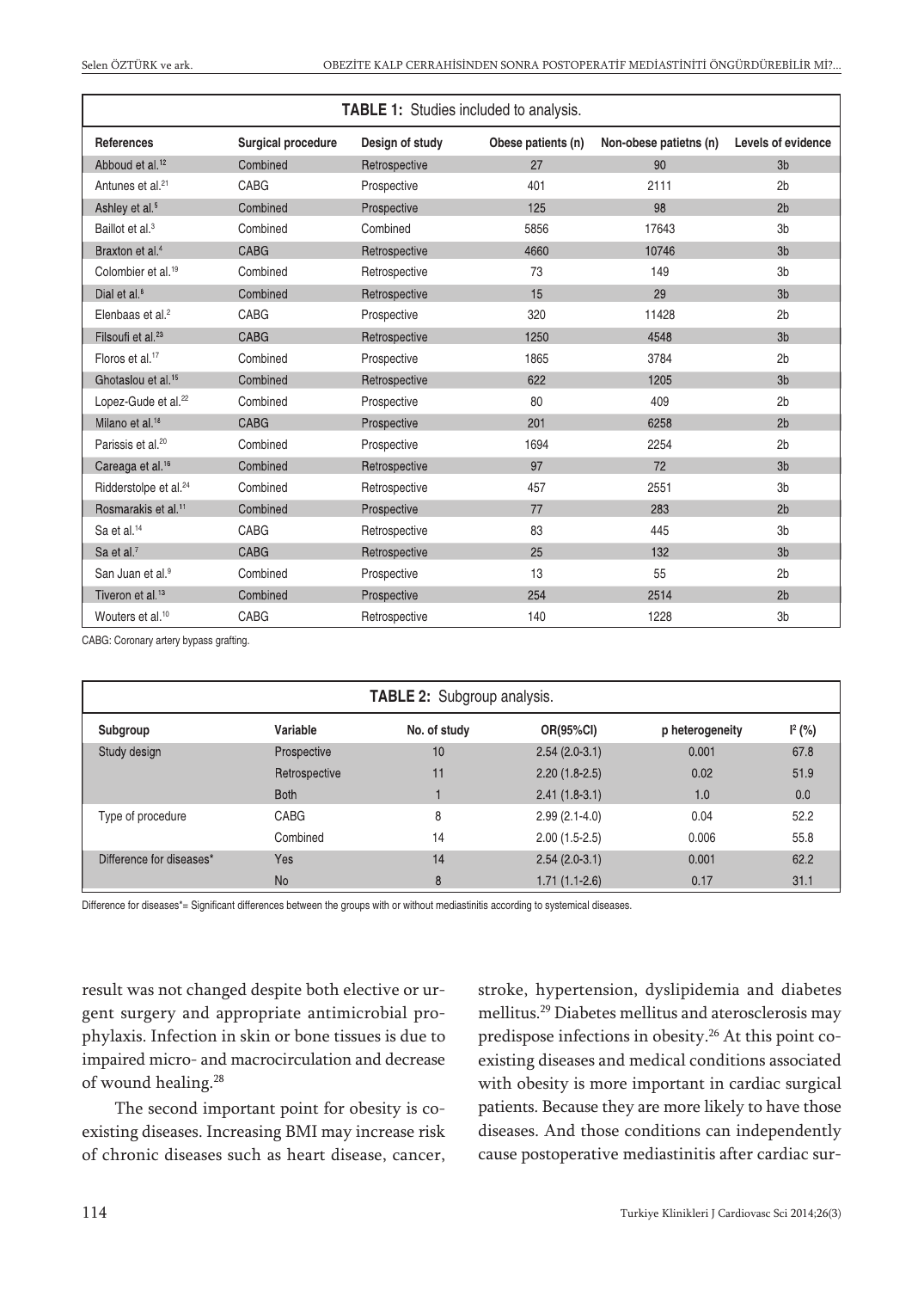**TABLE 1:** Studies included to analysis.

| References | Surgical procedure | Design of study | Obese patients (n) | Non-obese patietns (n) | Levels of evidence |
|---|---|---|---|---|---|
| Abboud et al.[12] | Combined | Retrospective | 27 | 90 | 3b |
| Antunes et al.[21] | CABG | Prospective | 401 | 2111 | 2b |
| Ashley et al.[5] | Combined | Prospective | 125 | 98 | 2b |
| Baillot et al.[3] | Combined | Combined | 5856 | 17643 | 3b |
| Braxton et al.[4] | CABG | Retrospective | 4660 | 10746 | 3b |
| Colombier et al.[19] | Combined | Retrospective | 73 | 149 | 3b |
| Dial et al.[6] | Combined | Retrospective | 15 | 29 | 3b |
| Elenbaas et al.[2] | CABG | Prospective | 320 | 11428 | 2b |
| Filsoufi et al.[23] | CABG | Retrospective | 1250 | 4548 | 3b |
| Floros et al.[17] | Combined | Prospective | 1865 | 3784 | 2b |
| Ghotaslou et al.[15] | Combined | Retrospective | 622 | 1205 | 3b |
| Lopez-Gude et al.[22] | Combined | Prospective | 80 | 409 | 2b |
| Milano et al.[18] | CABG | Prospective | 201 | 6258 | 2b |
| Parissis et al.[20] | Combined | Prospective | 1694 | 2254 | 2b |
| Careaga et al.[16] | Combined | Retrospective | 97 | 72 | 3b |
| Ridderstolpe et al.[24] | Combined | Retrospective | 457 | 2551 | 3b |
| Rosmarakis et al.[11] | Combined | Prospective | 77 | 283 | 2b |
| Sa et al.[14] | CABG | Retrospective | 83 | 445 | 3b |
| Sa et al.[7] | CABG | Retrospective | 25 | 132 | 3b |
| San Juan et al.[9] | Combined | Prospective | 13 | 55 | 2b |
| Tiveron et al.[13] | Combined | Prospective | 254 | 2514 | 2b |
| Wouters et al.[10] | CABG | Retrospective | 140 | 1228 | 3b |

CABG: Coronary artery bypass grafting.

**TABLE 2:** Subgroup analysis.

| Subgroup | Variable | No. of study | OR(95%CI) | p heterogeneity | $I^2$ (%) |
|---|---|---|---|---|---|
| Study design | Prospective | 10 | 2.54 (2.0-3.1) | 0.001 | 67.8 |
| | Retrospective | 11 | 2.20 (1.8-2.5) | 0.02 | 51.9 |
| | Both | 1 | 2.41 (1.8-3.1) | 1.0 | 0.0 |
| Type of procedure | CABG | 8 | 2.99 (2.1-4.0) | 0.04 | 52.2 |
| | Combined | 14 | 2.00 (1.5-2.5) | 0.006 | 55.8 |
| Difference for diseases* | Yes | 14 | 2.54 (2.0-3.1) | 0.001 | 62.2 |
| | No | 8 | 1.71 (1.1-2.6) | 0.17 | 31.1 |

Difference for diseases*= Significant differences between the groups with or without mediastinitis according to systemical diseases.

result was not changed despite both elective or urgent surgery and appropriate antimicrobial prophylaxis. Infection in skin or bone tissues is due to impaired micro- and macrocirculation and decrease of wound healing.[28]

The second important point for obesity is coexisting diseases. Increasing BMI may increase risk of chronic diseases such as heart disease, cancer, stroke, hypertension, dyslipidemia and diabetes mellitus.[29] Diabetes mellitus and aterosclerosis may predispose infections in obesity.[26] At this point coexisting diseases and medical conditions associated with obesity is more important in cardiac surgical patients. Because they are more likely to have those diseases. And those conditions can independently cause postoperative mediastinitis after cardiac sur-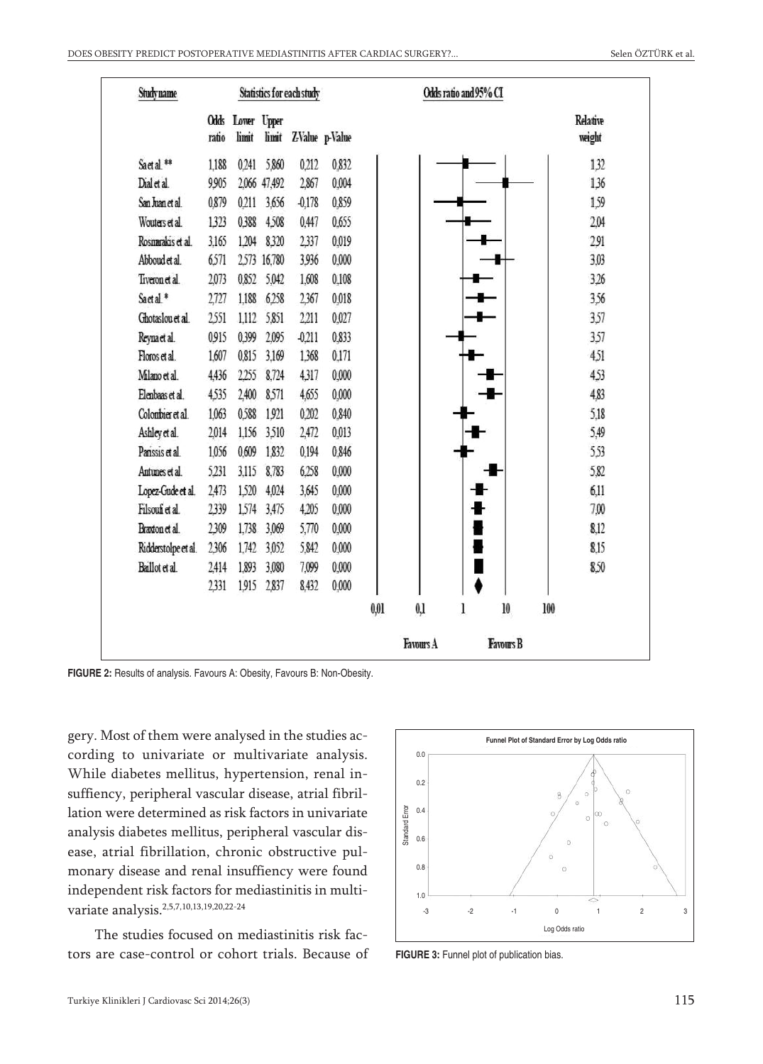| Study name | Odds ratio | Lower limit | Upper limit | Z-Value | p-Value | Relative weight |
|---|---|---|---|---|---|---|
| Sa et al. ** | 1,188 | 0,241 | 5,860 | 0,212 | 0,832 | 1,32 |
| Dial et al. | 9,905 | 2,066 | 47,492 | 2,867 | 0,004 | 1,36 |
| San Juan et al. | 0,879 | 0,211 | 3,656 | -0,178 | 0,859 | 1,59 |
| Wouters et al. | 1,323 | 0,388 | 4,508 | 0,447 | 0,655 | 2,04 |
| Rosmarakis et al. | 3,165 | 1,204 | 8,320 | 2,337 | 0,019 | 2,91 |
| Abboud et al. | 6,571 | 2,573 | 16,780 | 3,936 | 0,000 | 3,03 |
| Tiveron et al. | 2,073 | 0,852 | 5,042 | 1,608 | 0,108 | 3,26 |
| Sa et al. * | 2,727 | 1,188 | 6,258 | 2,367 | 0,018 | 3,56 |
| Ghotaslou et al. | 2,551 | 1,112 | 5,851 | 2,211 | 0,027 | 3,57 |
| Reyna et al. | 0,915 | 0,399 | 2,095 | -0,211 | 0,833 | 3,57 |
| Floros et al. | 1,607 | 0,815 | 3,169 | 1,368 | 0,171 | 4,51 |
| Milano et al. | 4,436 | 2,255 | 8,724 | 4,317 | 0,000 | 4,53 |
| Elenbaas et al. | 4,535 | 2,400 | 8,571 | 4,655 | 0,000 | 4,83 |
| Colombier et al. | 1,063 | 0,588 | 1,921 | 0,202 | 0,840 | 5,18 |
| Ashley et al. | 2,014 | 1,156 | 3,510 | 2,472 | 0,013 | 5,49 |
| Parissis et al. | 1,056 | 0,609 | 1,832 | 0,194 | 0,846 | 5,53 |
| Antunes et al. | 5,231 | 3,115 | 8,783 | 6,258 | 0,000 | 5,82 |
| Lopez-Gude et al. | 2,473 | 1,520 | 4,024 | 3,645 | 0,000 | 6,11 |
| Filsoufi et al. | 2,339 | 1,574 | 3,475 | 4,205 | 0,000 | 7,00 |
| Braxton et al. | 2,309 | 1,738 | 3,069 | 5,770 | 0,000 | 8,12 |
| Ridderstolpe et al. | 2,306 | 1,742 | 3,052 | 5,842 | 0,000 | 8,15 |
| Baillot et al. | 2,414 | 1,893 | 3,080 | 7,099 | 0,000 | 8,50 |
| | 2,331 | 1,915 | 2,837 | 8,432 | 0,000 | |

**FIGURE 2:** Results of analysis. Favours A: Obesity, Favours B: Non-Obesity.

gery. Most of them were analysed in the studies according to univariate or multivariate analysis. While diabetes mellitus, hypertension, renal insuffiency, peripheral vascular disease, atrial fibrillation were determined as risk factors in univariate analysis diabetes mellitus, peripheral vascular disease, atrial fibrillation, chronic obstructive pulmonary disease and renal insuffiency were found independent risk factors for mediastinitis in multivariate analysis.[2,5,7,10,13,19,20,22-24]

The studies focused on mediastinitis risk factors are case-control or cohort trials. Because of

**FIGURE 3:** Funnel plot of publication bias.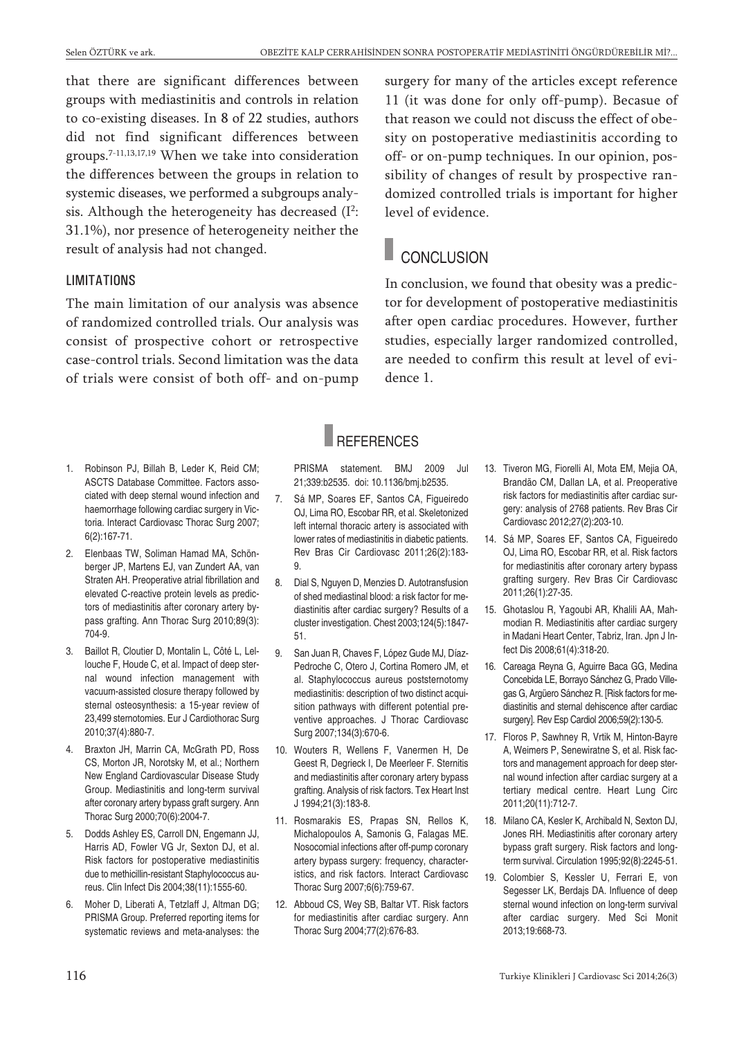that there are significant differences between groups with mediastinitis and controls in relation to co-existing diseases. In 8 of 22 studies, authors did not find significant differences between groups.[7-11,13,17,19] When we take into consideration the differences between the groups in relation to systemic diseases, we performed a subgroups analysis. Although the heterogeneity has decreased ($I^2$: 31.1%), nor presence of heterogeneity neither the result of analysis had not changed.

### LIMITATIONS

The main limitation of our analysis was absence of randomized controlled trials. Our analysis was consist of prospective cohort or retrospective case-control trials. Second limitation was the data of trials were consist of both off- and on-pump surgery for many of the articles except reference 11 (it was done for only off-pump). Becasue of that reason we could not discuss the effect of obesity on postoperative mediastinitis according to off- or on-pump techniques. In our opinion, possibility of changes of result by prospective randomized controlled trials is important for higher level of evidence.

## CONCLUSION

In conclusion, we found that obesity was a predictor for development of postoperative mediastinitis after open cardiac procedures. However, further studies, especially larger randomized controlled, are needed to confirm this result at level of evidence 1.

## REFERENCES

1. Robinson PJ, Billah B, Leder K, Reid CM; ASCTS Database Committee. Factors associated with deep sternal wound infection and haemorrhage following cardiac surgery in Victoria. Interact Cardiovasc Thorac Surg 2007; 6(2):167-71.
2. Elenbaas TW, Soliman Hamad MA, Schönberger JP, Martens EJ, van Zundert AA, van Straten AH. Preoperative atrial fibrillation and elevated C-reactive protein levels as predictors of mediastinitis after coronary artery bypass grafting. Ann Thorac Surg 2010;89(3): 704-9.
3. Baillot R, Cloutier D, Montalin L, Côté L, Lellouche F, Houde C, et al. Impact of deep sternal wound infection management with vacuum-assisted closure therapy followed by sternal osteosynthesis: a 15-year review of 23,499 sternotomies. Eur J Cardiothorac Surg 2010;37(4):880-7.
4. Braxton JH, Marrin CA, McGrath PD, Ross CS, Morton JR, Norotsky M, et al.; Northern New England Cardiovascular Disease Study Group. Mediastinitis and long-term survival after coronary artery bypass graft surgery. Ann Thorac Surg 2000;70(6):2004-7.
5. Dodds Ashley ES, Carroll DN, Engemann JJ, Harris AD, Fowler VG Jr, Sexton DJ, et al. Risk factors for postoperative mediastinitis due to methicillin-resistant Staphylococcus aureus. Clin Infect Dis 2004;38(11):1555-60.
6. Moher D, Liberati A, Tetzlaff J, Altman DG; PRISMA Group. Preferred reporting items for systematic reviews and meta-analyses: the PRISMA statement. BMJ 2009 Jul 21;339:b2535. doi: 10.1136/bmj.b2535.
7. Sá MP, Soares EF, Santos CA, Figueiredo OJ, Lima RO, Escobar RR, et al. Skeletonized left internal thoracic artery is associated with lower rates of mediastinitis in diabetic patients. Rev Bras Cir Cardiovasc 2011;26(2):183-9.
8. Dial S, Nguyen D, Menzies D. Autotransfusion of shed mediastinal blood: a risk factor for mediastinitis after cardiac surgery? Results of a cluster investigation. Chest 2003;124(5):1847-51.
9. San Juan R, Chaves F, López Gude MJ, Díaz-Pedroche C, Otero J, Cortina Romero JM, et al. Staphylococcus aureus poststernotomy mediastinitis: description of two distinct acquisition pathways with different potential preventive approaches. J Thorac Cardiovasc Surg 2007;134(3):670-6.
10. Wouters R, Wellens F, Vanermen H, De Geest R, Degrieck I, De Meerleer F. Sternitis and mediastinitis after coronary artery bypass grafting. Analysis of risk factors. Tex Heart Inst J 1994;21(3):183-8.
11. Rosmarakis ES, Prapas SN, Rellos K, Michalopoulos A, Samonis G, Falagas ME. Nosocomial infections after off-pump coronary artery bypass surgery: frequency, characteristics, and risk factors. Interact Cardiovasc Thorac Surg 2007;6(6):759-67.
12. Abboud CS, Wey SB, Baltar VT. Risk factors for mediastinitis after cardiac surgery. Ann Thorac Surg 2004;77(2):676-83.
13. Tiveron MG, Fiorelli AI, Mota EM, Mejia OA, Brandão CM, Dallan LA, et al. Preoperative risk factors for mediastinitis after cardiac surgery: analysis of 2768 patients. Rev Bras Cir Cardiovasc 2012;27(2):203-10.
14. Sá MP, Soares EF, Santos CA, Figueiredo OJ, Lima RO, Escobar RR, et al. Risk factors for mediastinitis after coronary artery bypass grafting surgery. Rev Bras Cir Cardiovasc 2011;26(1):27-35.
15. Ghotaslou R, Yagoubi AR, Khalili AA, Mahmodian R. Mediastinitis after cardiac surgery in Madani Heart Center, Tabriz, Iran. Jpn J Infect Dis 2008;61(4):318-20.
16. Careaga Reyna G, Aguirre Baca GG, Medina Concebida LE, Borrayo Sánchez G, Prado Villegas G, Argüero Sánchez R. [Risk factors for mediastinitis and sternal dehiscence after cardiac surgery]. Rev Esp Cardiol 2006;59(2):130-5.
17. Floros P, Sawhney R, Vrtik M, Hinton-Bayre A, Weimers P, Senewiratne S, et al. Risk factors and management approach for deep sternal wound infection after cardiac surgery at a tertiary medical centre. Heart Lung Circ 2011;20(11):712-7.
18. Milano CA, Kesler K, Archibald N, Sexton DJ, Jones RH. Mediastinitis after coronary artery bypass graft surgery. Risk factors and long-term survival. Circulation 1995;92(8):2245-51.
19. Colombier S, Kessler U, Ferrari E, von Segesser LK, Berdajs DA. Influence of deep sternal wound infection on long-term survival after cardiac surgery. Med Sci Monit 2013;19:668-73.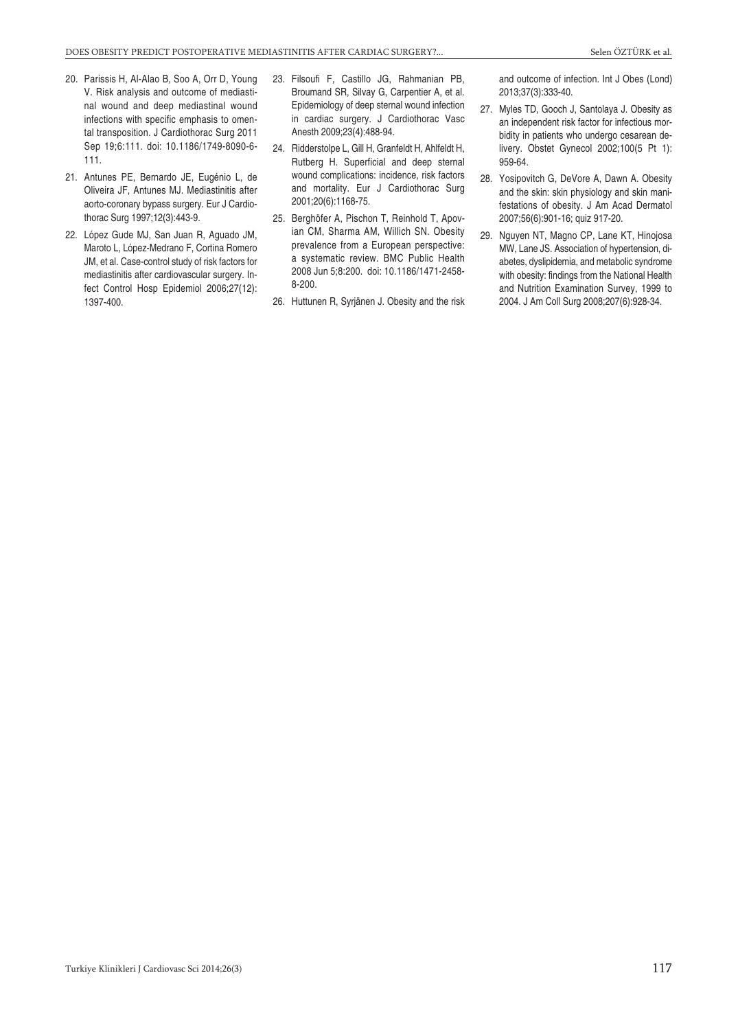20. Parissis H, Al-Alao B, Soo A, Orr D, Young V. Risk analysis and outcome of mediastinal wound and deep mediastinal wound infections with specific emphasis to omental transposition. J Cardiothorac Surg 2011 Sep 19;6:111. doi: 10.1186/1749-8090-6-111.
21. Antunes PE, Bernardo JE, Eugénio L, de Oliveira JF, Antunes MJ. Mediastinitis after aorto-coronary bypass surgery. Eur J Cardiothorac Surg 1997;12(3):443-9.
22. López Gude MJ, San Juan R, Aguado JM, Maroto L, López-Medrano F, Cortina Romero JM, et al. Case-control study of risk factors for mediastinitis after cardiovascular surgery. Infect Control Hosp Epidemiol 2006;27(12): 1397-400.
23. Filsoufi F, Castillo JG, Rahmanian PB, Broumand SR, Silvay G, Carpentier A, et al. Epidemiology of deep sternal wound infection in cardiac surgery. J Cardiothorac Vasc Anesth 2009;23(4):488-94.
24. Ridderstolpe L, Gill H, Granfeldt H, Ahlfeldt H, Rutberg H. Superficial and deep sternal wound complications: incidence, risk factors and mortality. Eur J Cardiothorac Surg 2001;20(6):1168-75.
25. Berghöfer A, Pischon T, Reinhold T, Apovian CM, Sharma AM, Willich SN. Obesity prevalence from a European perspective: a systematic review. BMC Public Health 2008 Jun 5;8:200. doi: 10.1186/1471-2458-8-200.
26. Huttunen R, Syrjänen J. Obesity and the risk and outcome of infection. Int J Obes (Lond) 2013;37(3):333-40.
27. Myles TD, Gooch J, Santolaya J. Obesity as an independent risk factor for infectious morbidity in patients who undergo cesarean delivery. Obstet Gynecol 2002;100(5 Pt 1): 959-64.
28. Yosipovitch G, DeVore A, Dawn A. Obesity and the skin: skin physiology and skin manifestations of obesity. J Am Acad Dermatol 2007;56(6):901-16; quiz 917-20.
29. Nguyen NT, Magno CP, Lane KT, Hinojosa MW, Lane JS. Association of hypertension, diabetes, dyslipidemia, and metabolic syndrome with obesity: findings from the National Health and Nutrition Examination Survey, 1999 to 2004. J Am Coll Surg 2008;207(6):928-34.